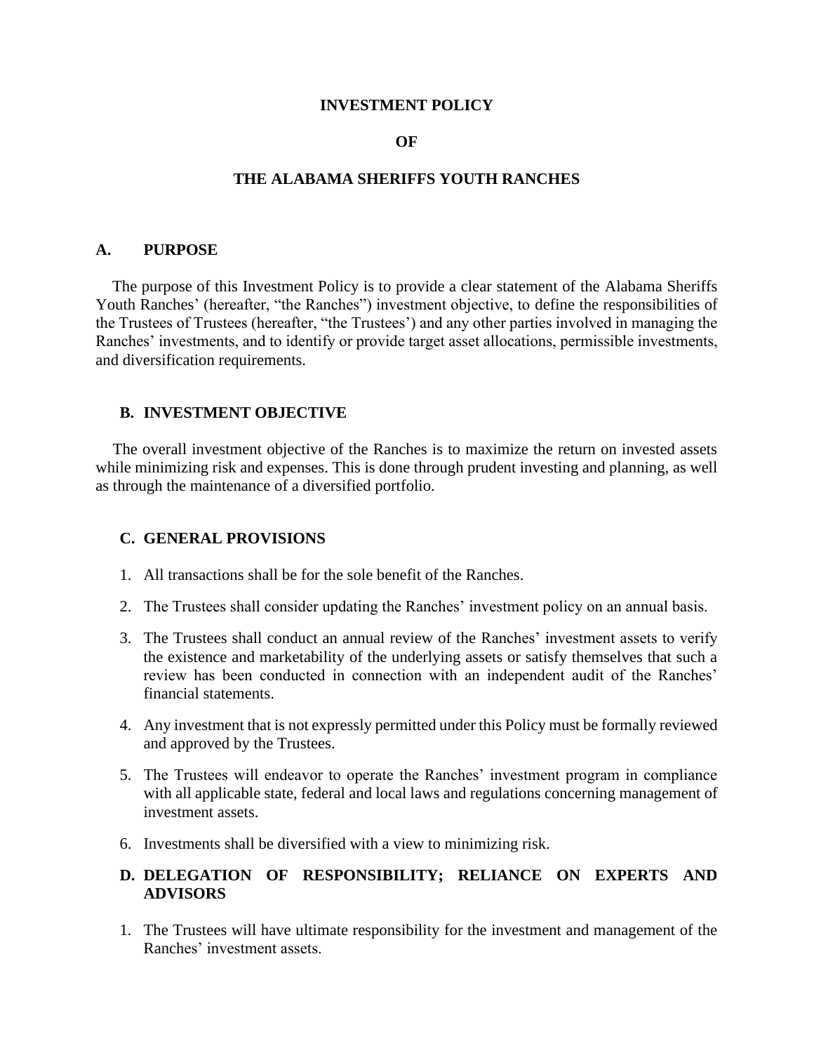# INVESTMENT POLICY

# OF

# THE ALABAMA SHERIFFS YOUTH RANCHES

## A. PURPOSE

The purpose of this Investment Policy is to provide a clear statement of the Alabama Sheriffs Youth Ranches' (hereafter, "the Ranches") investment objective, to define the responsibilities of the Trustees of Trustees (hereafter, "the Trustees') and any other parties involved in managing the Ranches' investments, and to identify or provide target asset allocations, permissible investments, and diversification requirements.

## B. INVESTMENT OBJECTIVE

The overall investment objective of the Ranches is to maximize the return on invested assets while minimizing risk and expenses. This is done through prudent investing and planning, as well as through the maintenance of a diversified portfolio.

## C. GENERAL PROVISIONS

1. All transactions shall be for the sole benefit of the Ranches.
2. The Trustees shall consider updating the Ranches' investment policy on an annual basis.
3. The Trustees shall conduct an annual review of the Ranches' investment assets to verify the existence and marketability of the underlying assets or satisfy themselves that such a review has been conducted in connection with an independent audit of the Ranches' financial statements.
4. Any investment that is not expressly permitted under this Policy must be formally reviewed and approved by the Trustees.
5. The Trustees will endeavor to operate the Ranches' investment program in compliance with all applicable state, federal and local laws and regulations concerning management of investment assets.
6. Investments shall be diversified with a view to minimizing risk.

## D. DELEGATION OF RESPONSIBILITY; RELIANCE ON EXPERTS AND ADVISORS

1. The Trustees will have ultimate responsibility for the investment and management of the Ranches' investment assets.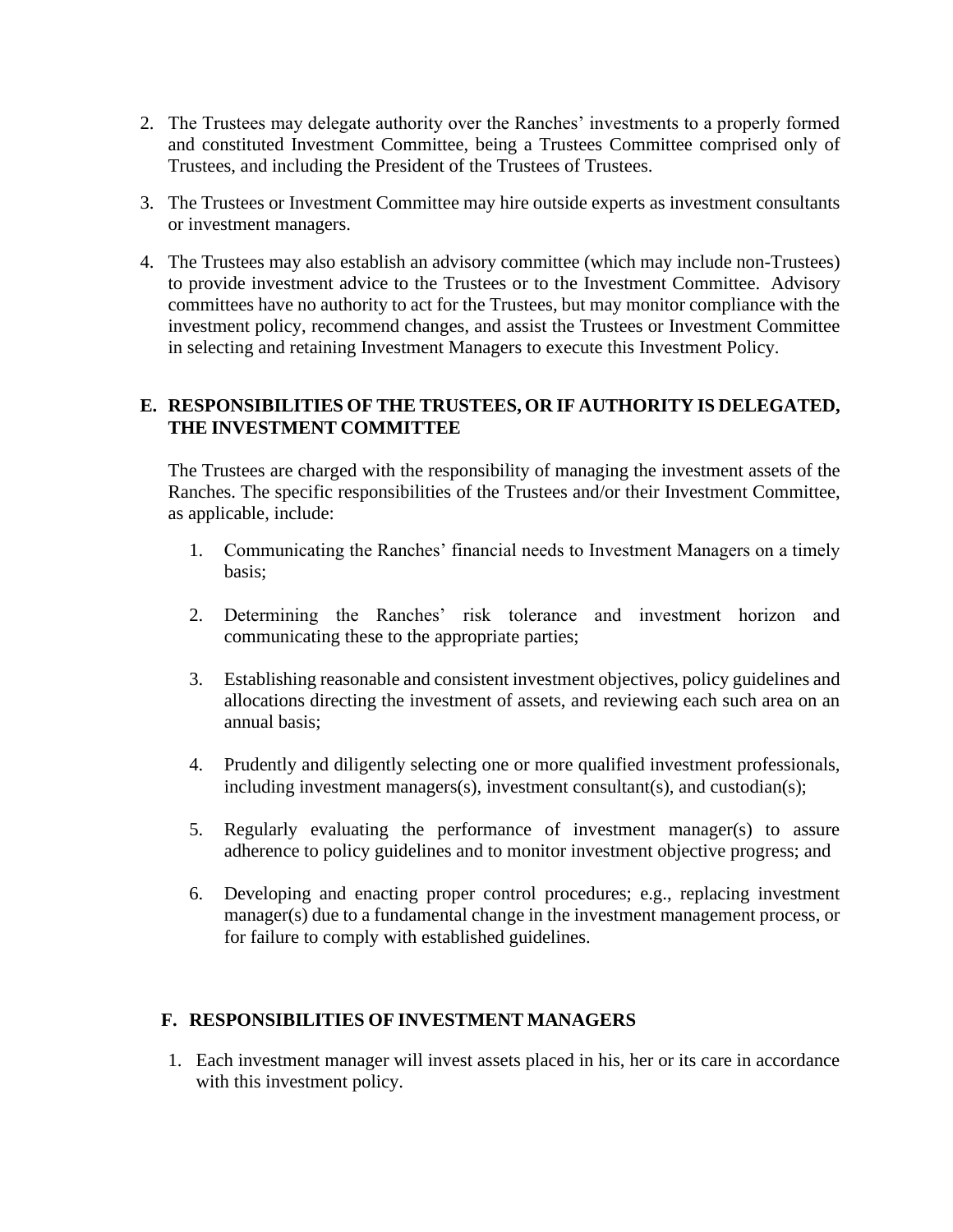2. The Trustees may delegate authority over the Ranches' investments to a properly formed and constituted Investment Committee, being a Trustees Committee comprised only of Trustees, and including the President of the Trustees of Trustees.

3. The Trustees or Investment Committee may hire outside experts as investment consultants or investment managers.

4. The Trustees may also establish an advisory committee (which may include non-Trustees) to provide investment advice to the Trustees or to the Investment Committee. Advisory committees have no authority to act for the Trustees, but may monitor compliance with the investment policy, recommend changes, and assist the Trustees or Investment Committee in selecting and retaining Investment Managers to execute this Investment Policy.

## E. RESPONSIBILITIES OF THE TRUSTEES, OR IF AUTHORITY IS DELEGATED, THE INVESTMENT COMMITTEE

The Trustees are charged with the responsibility of managing the investment assets of the Ranches. The specific responsibilities of the Trustees and/or their Investment Committee, as applicable, include:

1. Communicating the Ranches' financial needs to Investment Managers on a timely basis;

2. Determining the Ranches' risk tolerance and investment horizon and communicating these to the appropriate parties;

3. Establishing reasonable and consistent investment objectives, policy guidelines and allocations directing the investment of assets, and reviewing each such area on an annual basis;

4. Prudently and diligently selecting one or more qualified investment professionals, including investment managers(s), investment consultant(s), and custodian(s);

5. Regularly evaluating the performance of investment manager(s) to assure adherence to policy guidelines and to monitor investment objective progress; and

6. Developing and enacting proper control procedures; e.g., replacing investment manager(s) due to a fundamental change in the investment management process, or for failure to comply with established guidelines.

## F. RESPONSIBILITIES OF INVESTMENT MANAGERS

1. Each investment manager will invest assets placed in his, her or its care in accordance with this investment policy.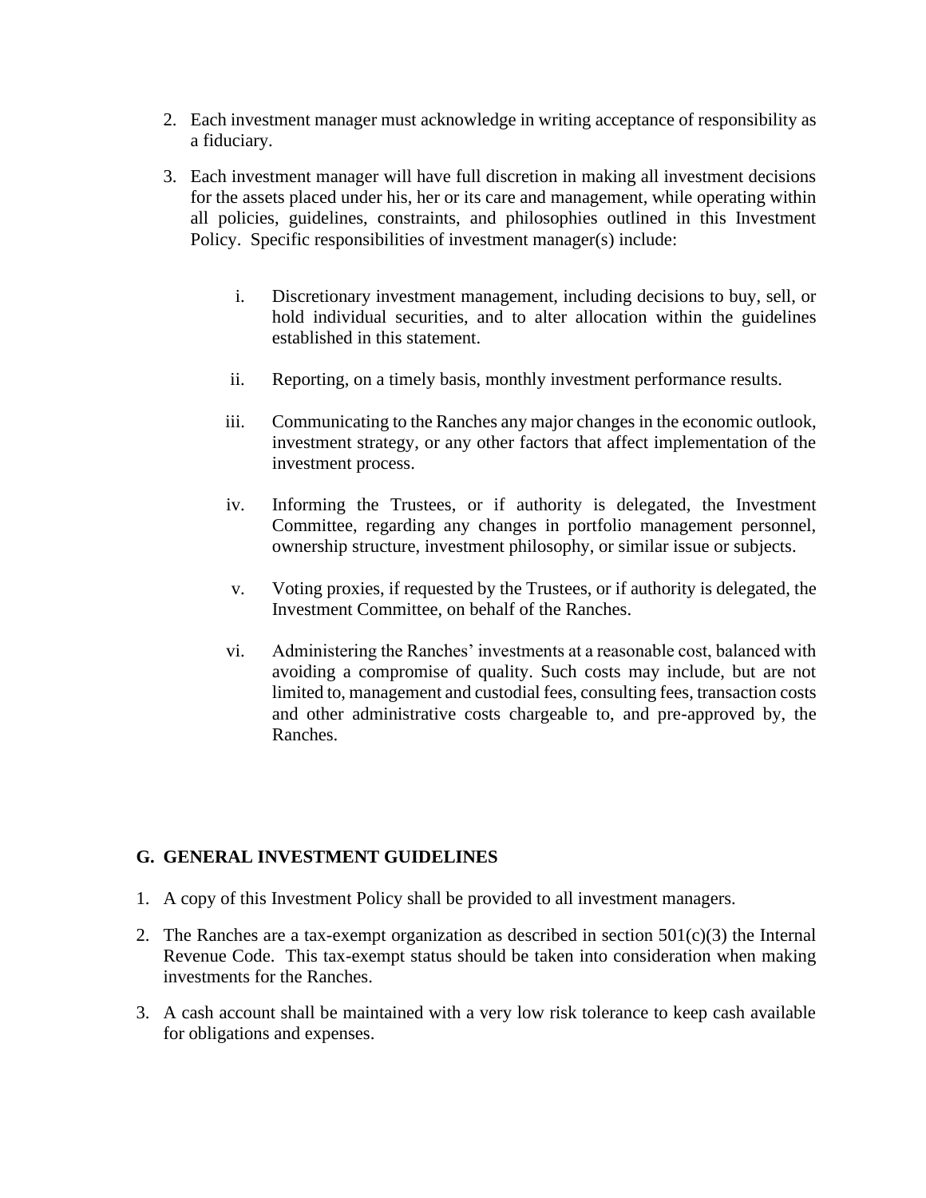2. Each investment manager must acknowledge in writing acceptance of responsibility as a fiduciary.

3. Each investment manager will have full discretion in making all investment decisions for the assets placed under his, her or its care and management, while operating within all policies, guidelines, constraints, and philosophies outlined in this Investment Policy. Specific responsibilities of investment manager(s) include:

   i. Discretionary investment management, including decisions to buy, sell, or hold individual securities, and to alter allocation within the guidelines established in this statement.

   ii. Reporting, on a timely basis, monthly investment performance results.

   iii. Communicating to the Ranches any major changes in the economic outlook, investment strategy, or any other factors that affect implementation of the investment process.

   iv. Informing the Trustees, or if authority is delegated, the Investment Committee, regarding any changes in portfolio management personnel, ownership structure, investment philosophy, or similar issue or subjects.

   v. Voting proxies, if requested by the Trustees, or if authority is delegated, the Investment Committee, on behalf of the Ranches.

   vi. Administering the Ranches' investments at a reasonable cost, balanced with avoiding a compromise of quality. Such costs may include, but are not limited to, management and custodial fees, consulting fees, transaction costs and other administrative costs chargeable to, and pre-approved by, the Ranches.

## G. GENERAL INVESTMENT GUIDELINES

1. A copy of this Investment Policy shall be provided to all investment managers.

2. The Ranches are a tax-exempt organization as described in section 501(c)(3) the Internal Revenue Code. This tax-exempt status should be taken into consideration when making investments for the Ranches.

3. A cash account shall be maintained with a very low risk tolerance to keep cash available for obligations and expenses.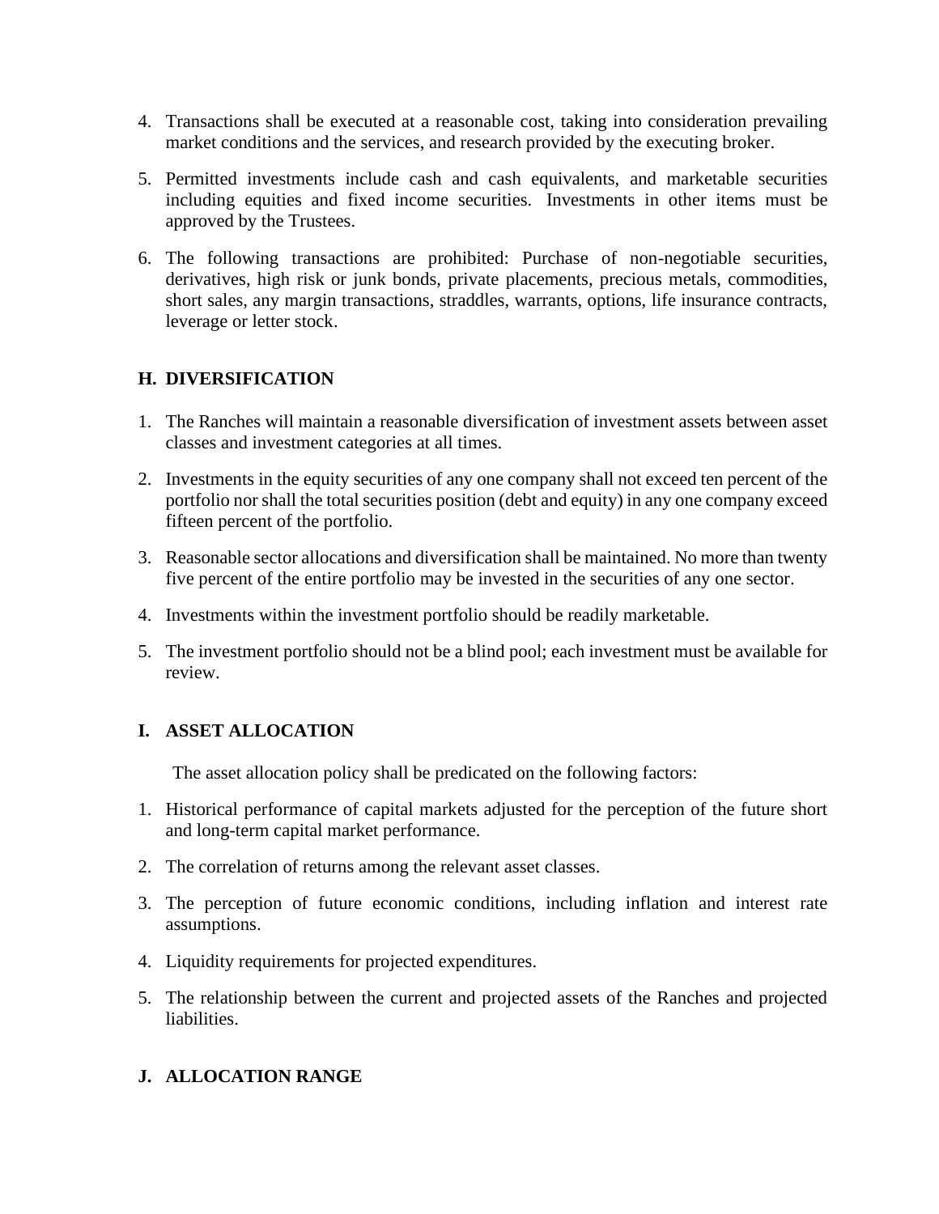4. Transactions shall be executed at a reasonable cost, taking into consideration prevailing market conditions and the services, and research provided by the executing broker.

5. Permitted investments include cash and cash equivalents, and marketable securities including equities and fixed income securities. Investments in other items must be approved by the Trustees.

6. The following transactions are prohibited: Purchase of non-negotiable securities, derivatives, high risk or junk bonds, private placements, precious metals, commodities, short sales, any margin transactions, straddles, warrants, options, life insurance contracts, leverage or letter stock.

## H. DIVERSIFICATION

1. The Ranches will maintain a reasonable diversification of investment assets between asset classes and investment categories at all times.

2. Investments in the equity securities of any one company shall not exceed ten percent of the portfolio nor shall the total securities position (debt and equity) in any one company exceed fifteen percent of the portfolio.

3. Reasonable sector allocations and diversification shall be maintained. No more than twenty five percent of the entire portfolio may be invested in the securities of any one sector.

4. Investments within the investment portfolio should be readily marketable.

5. The investment portfolio should not be a blind pool; each investment must be available for review.

## I. ASSET ALLOCATION

The asset allocation policy shall be predicated on the following factors:

1. Historical performance of capital markets adjusted for the perception of the future short and long-term capital market performance.

2. The correlation of returns among the relevant asset classes.

3. The perception of future economic conditions, including inflation and interest rate assumptions.

4. Liquidity requirements for projected expenditures.

5. The relationship between the current and projected assets of the Ranches and projected liabilities.

## J. ALLOCATION RANGE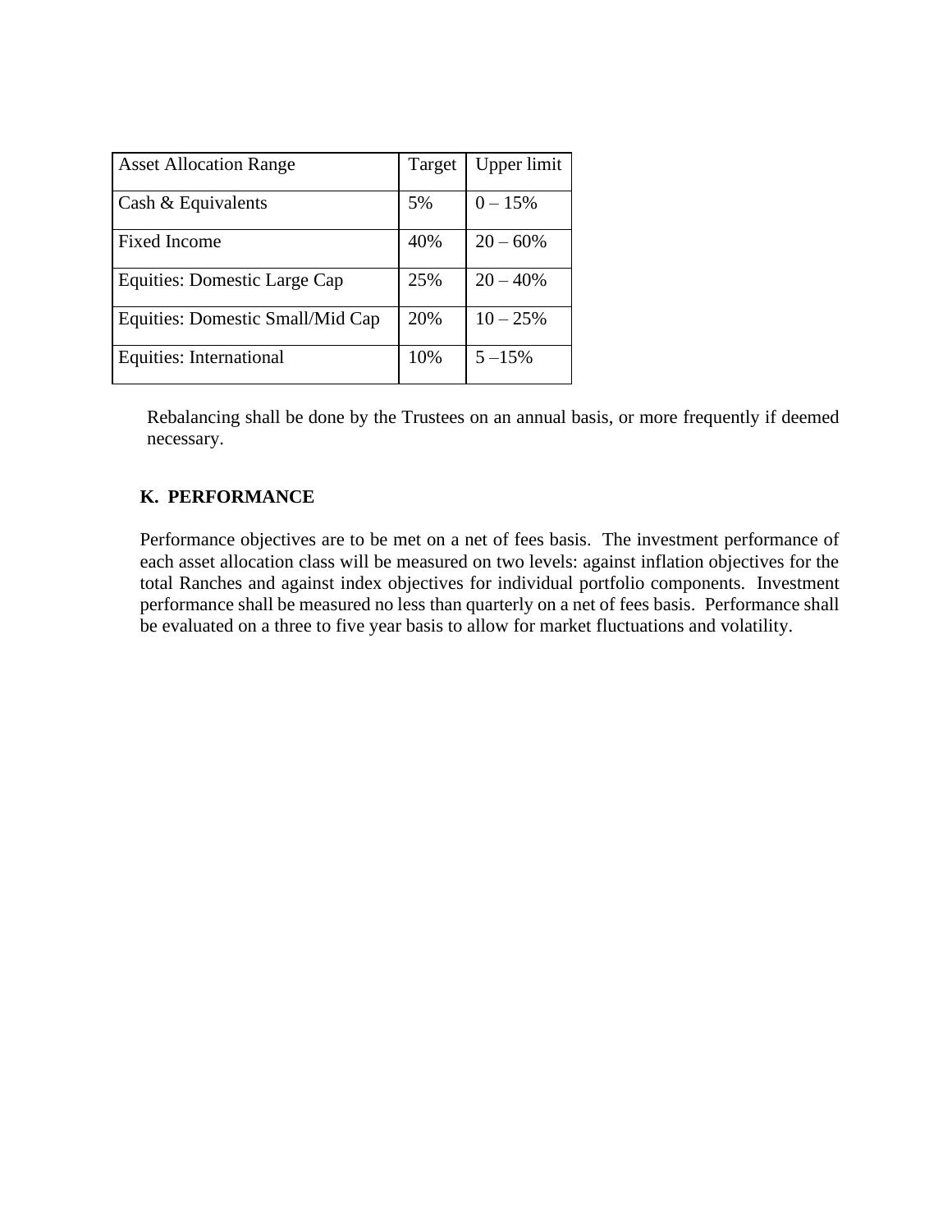| Asset Allocation Range | Target | Upper limit |
| --- | --- | --- |
| Cash & Equivalents | 5% | 0 – 15% |
| Fixed Income | 40% | 20 – 60% |
| Equities: Domestic Large Cap | 25% | 20 – 40% |
| Equities: Domestic Small/Mid Cap | 20% | 10 – 25% |
| Equities: International | 10% | 5 –15% |

Rebalancing shall be done by the Trustees on an annual basis, or more frequently if deemed necessary.

## K. PERFORMANCE

Performance objectives are to be met on a net of fees basis. The investment performance of each asset allocation class will be measured on two levels: against inflation objectives for the total Ranches and against index objectives for individual portfolio components. Investment performance shall be measured no less than quarterly on a net of fees basis. Performance shall be evaluated on a three to five year basis to allow for market fluctuations and volatility.